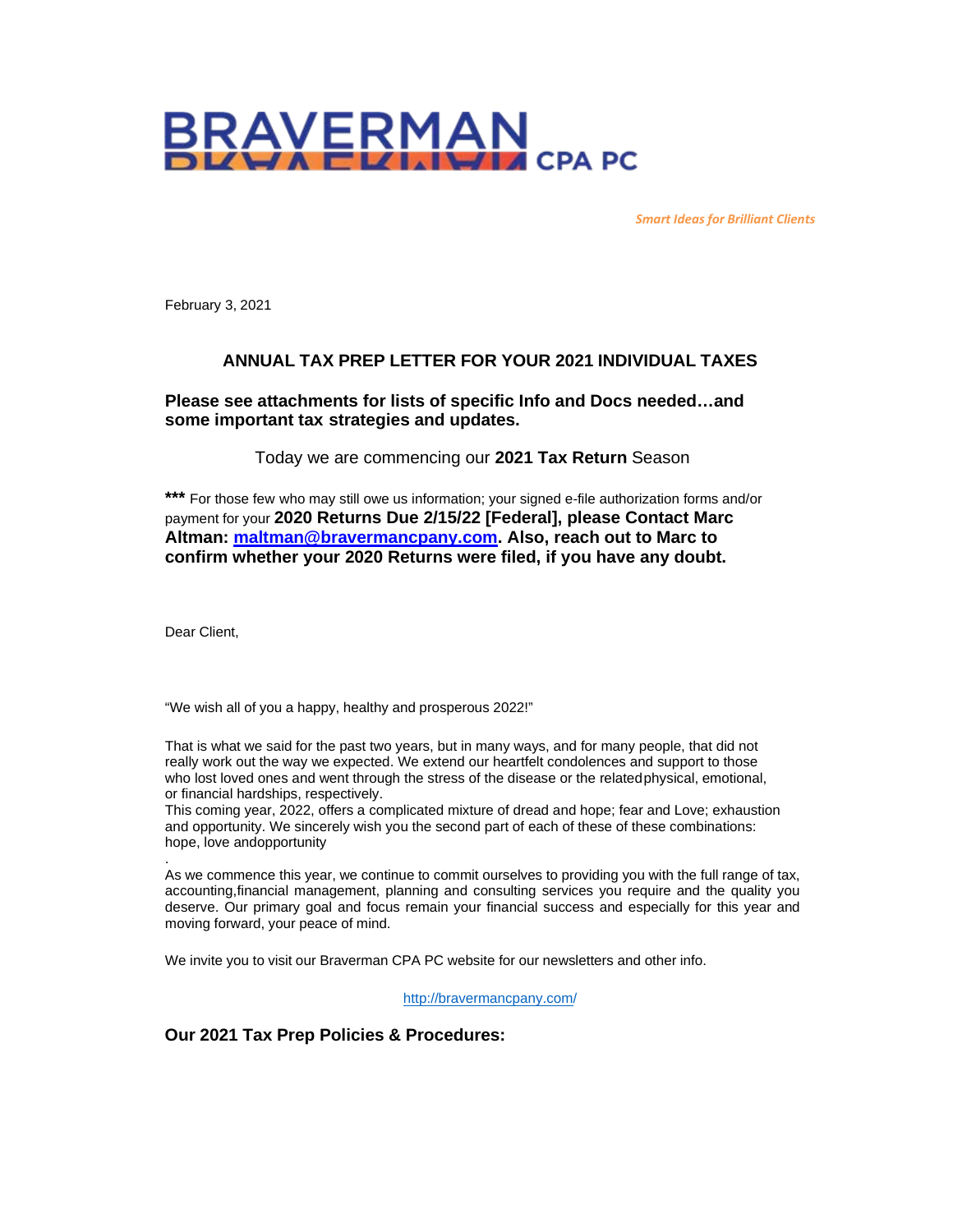# BRAVERMAN CPA PC

*Smart Ideas for Brilliant Clients*

February 3, 2021

## ANNUAL TAX PREP LETTER FOR YOUR 2021 INDIVIDUAL TAXES

**Please see attachments for lists of specific Info and Docs needed…and some important tax strategies and updates.**

Today we are commencing our **2021 Tax Return** Season

**\*\*\*** For those few who may still owe us information; your signed e-file authorization forms and/or payment for your **2020 Returns Due 2/15/22 [Federal], please Contact Marc Altman: [maltman@bravermancpany.com](mailto:maltman@bravermancpany.com). Also, reach out to Marc to confirm whether your 2020 Returns were filed, if you have any doubt.**

Dear Client,

"We wish all of you a happy, healthy and prosperous 2022!"

That is what we said for the past two years, but in many ways, and for many people, that did not really work out the way we expected. We extend our heartfelt condolences and support to those who lost loved ones and went through the stress of the disease or the related physical, emotional, or financial hardships, respectively.
This coming year, 2022, offers a complicated mixture of dread and hope; fear and Love; exhaustion and opportunity. We sincerely wish you the second part of each of these of these combinations: hope, love andopportunity

.
As we commence this year, we continue to commit ourselves to providing you with the full range of tax, accounting,financial management, planning and consulting services you require and the quality you deserve. Our primary goal and focus remain your financial success and especially for this year and moving forward, your peace of mind.

We invite you to visit our Braverman CPA PC website for our newsletters and other info.

[http://bravermancpany.com/](http://bravermancpany.com/)

## Our 2021 Tax Prep Policies & Procedures: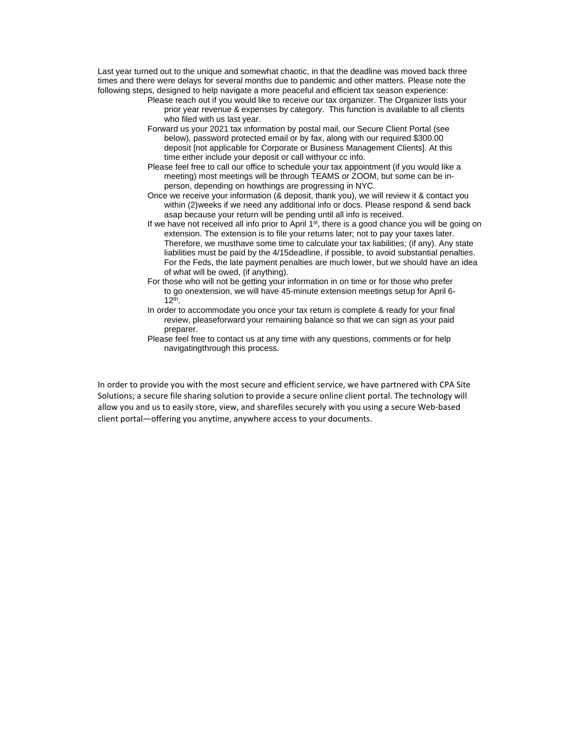Last year turned out to the unique and somewhat chaotic, in that the deadline was moved back three times and there were delays for several months due to pandemic and other matters. Please note the following steps, designed to help navigate a more peaceful and efficient tax season experience:

- Please reach out if you would like to receive our tax organizer. The Organizer lists your prior year revenue & expenses by category. This function is available to all clients who filed with us last year.
- Forward us your 2021 tax information by postal mail, our Secure Client Portal (see below), password protected email or by fax, along with our required $300.00 deposit [not applicable for Corporate or Business Management Clients]. At this time either include your deposit or call withyour cc info.
- Please feel free to call our office to schedule your tax appointment (if you would like a meeting) most meetings will be through TEAMS or ZOOM, but some can be in-person, depending on howthings are progressing in NYC.
- Once we receive your information (& deposit, thank you), we will review it & contact you within (2)weeks if we need any additional info or docs. Please respond & send back asap because your return will be pending until all info is received.
- If we have not received all info prior to April 1st, there is a good chance you will be going on extension. The extension is to file your returns later; not to pay your taxes later. Therefore, we musthave some time to calculate your tax liabilities; (if any). Any state liabilities must be paid by the 4/15deadline, if possible, to avoid substantial penalties. For the Feds, the late payment penalties are much lower, but we should have an idea of what will be owed, (if anything).
- For those who will not be getting your information in on time or for those who prefer to go onextension, we will have 45-minute extension meetings setup for April 6-12th.
- In order to accommodate you once your tax return is complete & ready for your final review, pleaseforward your remaining balance so that we can sign as your paid preparer.
- Please feel free to contact us at any time with any questions, comments or for help navigatingthrough this process.

In order to provide you with the most secure and efficient service, we have partnered with CPA Site Solutions; a secure file sharing solution to provide a secure online client portal. The technology will allow you and us to easily store, view, and sharefiles securely with you using a secure Web-based client portal—offering you anytime, anywhere access to your documents.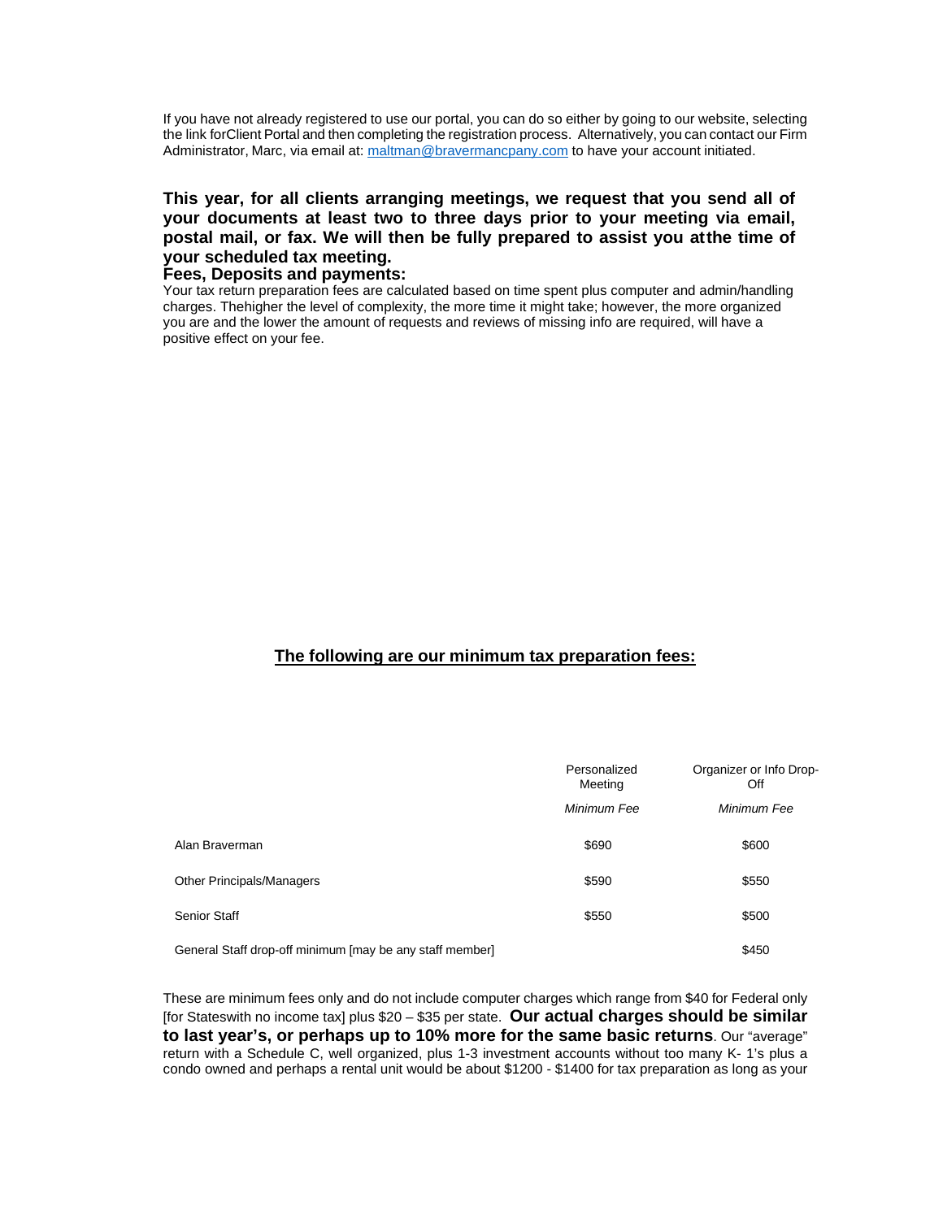If you have not already registered to use our portal, you can do so either by going to our website, selecting the link forClient Portal and then completing the registration process. Alternatively, you can contact our Firm Administrator, Marc, via email at: [maltman@bravermancpany.com](mailto:maltman@bravermancpany.com) to have your account initiated.

**This year, for all clients arranging meetings, we request that you send all of your documents at least two to three days prior to your meeting via email, postal mail, or fax. We will then be fully prepared to assist you atthe time of your scheduled tax meeting.**

**Fees, Deposits and payments:**

Your tax return preparation fees are calculated based on time spent plus computer and admin/handling charges. Thehigher the level of complexity, the more time it might take; however, the more organized you are and the lower the amount of requests and reviews of missing info are required, will have a positive effect on your fee.

**The following are our minimum tax preparation fees:**

| | Personalized Meeting | Organizer or Info Drop-Off |
|---|---|---|
| | *Minimum Fee* | *Minimum Fee* |
| Alan Braverman | $690 | $600 |
| Other Principals/Managers | $590 | $550 |
| Senior Staff | $550 | $500 |
| General Staff drop-off minimum [may be any staff member] | | $450 |

These are minimum fees only and do not include computer charges which range from $40 for Federal only [for Stateswith no income tax] plus $20 – $35 per state. **Our actual charges should be similar to last year's, or perhaps up to 10% more for the same basic returns**. Our "average" return with a Schedule C, well organized, plus 1-3 investment accounts without too many K- 1's plus a condo owned and perhaps a rental unit would be about $1200 - $1400 for tax preparation as long as your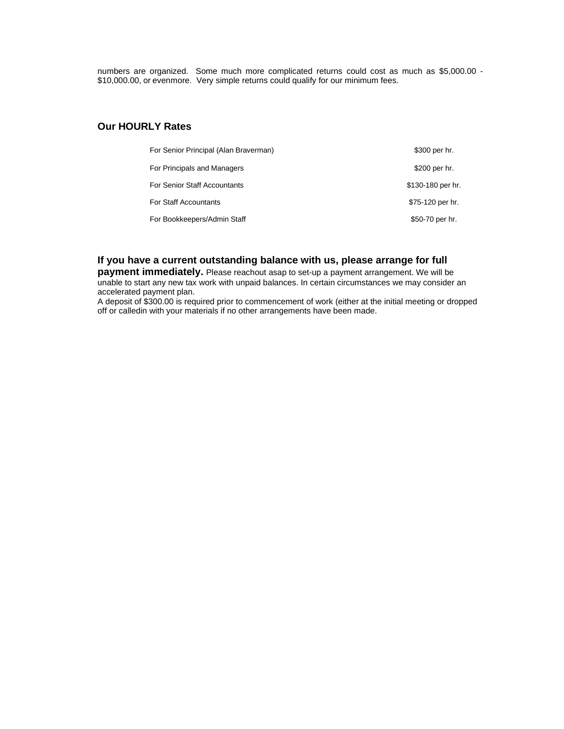numbers are organized. Some much more complicated returns could cost as much as $5,000.00 - $10,000.00, or evenmore. Very simple returns could qualify for our minimum fees.

## Our HOURLY Rates

| | |
|---|---|
| For Senior Principal (Alan Braverman) | $300 per hr. |
| For Principals and Managers | $200 per hr. |
| For Senior Staff Accountants | $130-180 per hr. |
| For Staff Accountants | $75-120 per hr. |
| For Bookkeepers/Admin Staff | $50-70 per hr. |

**If you have a current outstanding balance with us, please arrange for full payment immediately.** Please reachout asap to set-up a payment arrangement. We will be unable to start any new tax work with unpaid balances. In certain circumstances we may consider an accelerated payment plan.

A deposit of $300.00 is required prior to commencement of work (either at the initial meeting or dropped off or calledin with your materials if no other arrangements have been made.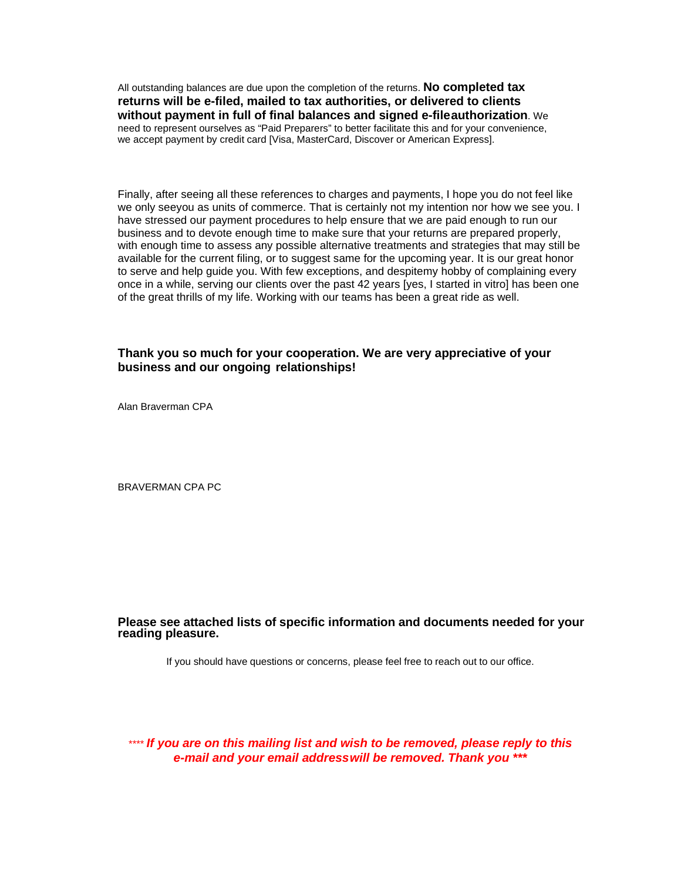All outstanding balances are due upon the completion of the returns. **No completed tax returns will be e-filed, mailed to tax authorities, or delivered to clients without payment in full of final balances and signed e-fileauthorization**. We need to represent ourselves as "Paid Preparers" to better facilitate this and for your convenience, we accept payment by credit card [Visa, MasterCard, Discover or American Express].

Finally, after seeing all these references to charges and payments, I hope you do not feel like we only seeyou as units of commerce. That is certainly not my intention nor how we see you. I have stressed our payment procedures to help ensure that we are paid enough to run our business and to devote enough time to make sure that your returns are prepared properly, with enough time to assess any possible alternative treatments and strategies that may still be available for the current filing, or to suggest same for the upcoming year. It is our great honor to serve and help guide you. With few exceptions, and despitemy hobby of complaining every once in a while, serving our clients over the past 42 years [yes, I started in vitro] has been one of the great thrills of my life. Working with our teams has been a great ride as well.

**Thank you so much for your cooperation. We are very appreciative of your business and our ongoing relationships!**

Alan Braverman CPA

BRAVERMAN CPA PC

**Please see attached lists of specific information and documents needed for your reading pleasure.**

If you should have questions or concerns, please feel free to reach out to our office.

**_\*\*\*\* If you are on this mailing list and wish to be removed, please reply to this e-mail and your email addresswill be removed. Thank you \*\*\*_**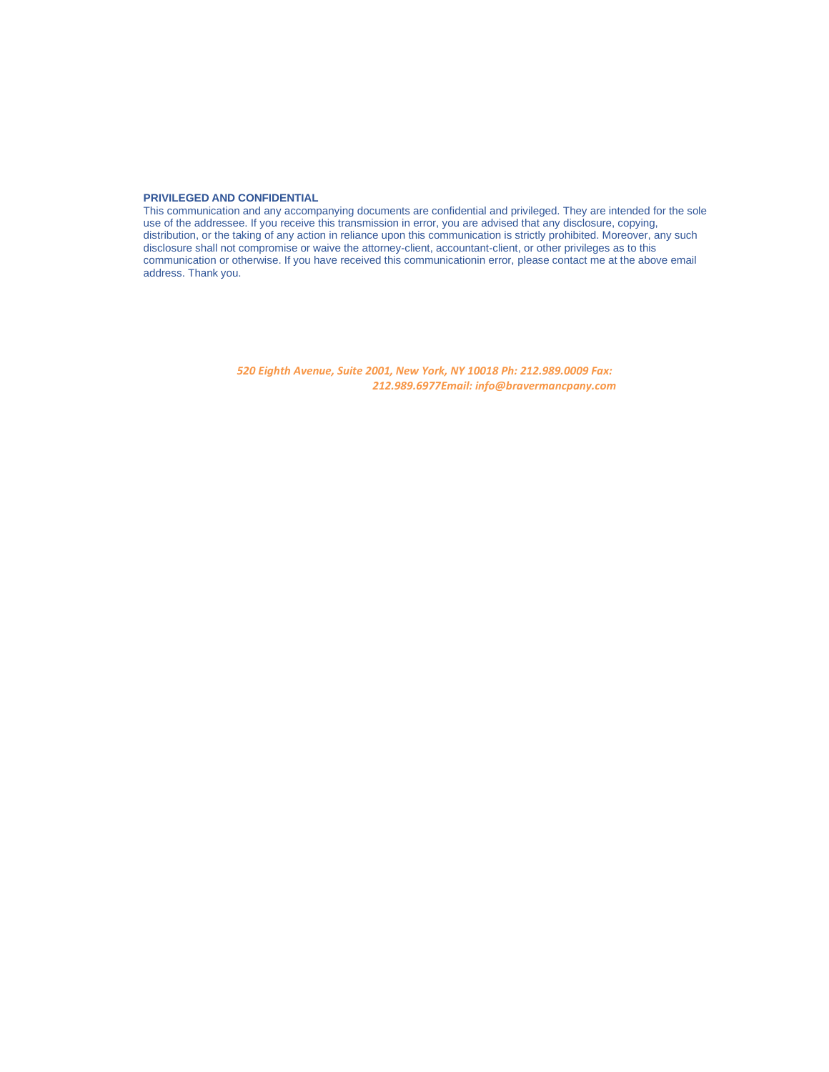**PRIVILEGED AND CONFIDENTIAL**

This communication and any accompanying documents are confidential and privileged. They are intended for the sole use of the addressee. If you receive this transmission in error, you are advised that any disclosure, copying, distribution, or the taking of any action in reliance upon this communication is strictly prohibited. Moreover, any such disclosure shall not compromise or waive the attorney-client, accountant-client, or other privileges as to this communication or otherwise. If you have received this communicationin error, please contact me at the above email address. Thank you.

*520 Eighth Avenue, Suite 2001, New York, NY 10018 Ph: 212.989.0009 Fax: 212.989.6977Email: info@bravermancpany.com*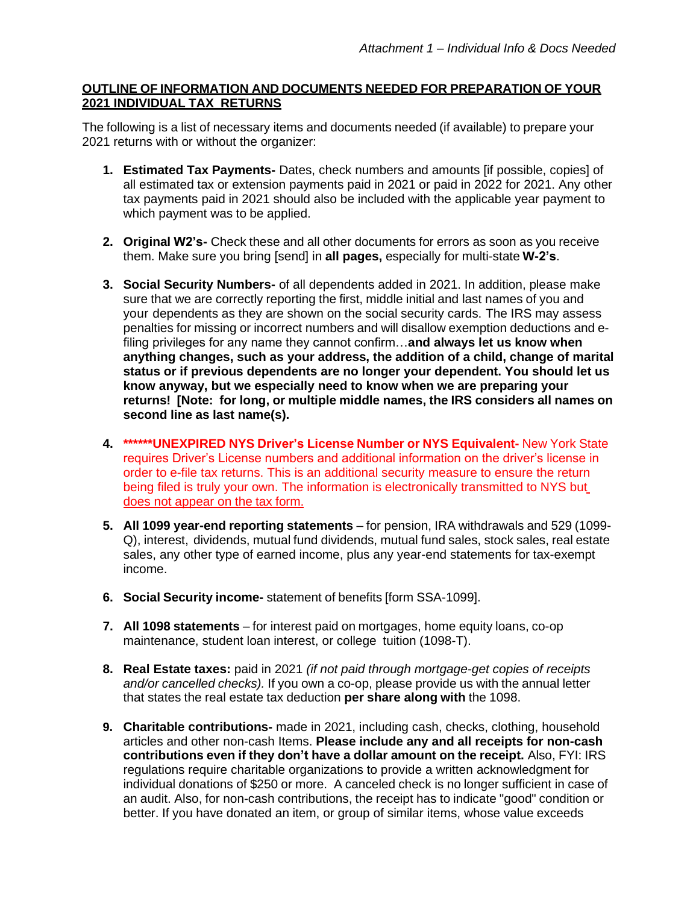*Attachment 1 – Individual Info & Docs Needed*

**OUTLINE OF INFORMATION AND DOCUMENTS NEEDED FOR PREPARATION OF YOUR 2021 INDIVIDUAL TAX RETURNS**

The following is a list of necessary items and documents needed (if available) to prepare your 2021 returns with or without the organizer:

1. **Estimated Tax Payments-** Dates, check numbers and amounts [if possible, copies] of all estimated tax or extension payments paid in 2021 or paid in 2022 for 2021. Any other tax payments paid in 2021 should also be included with the applicable year payment to which payment was to be applied.

2. **Original W2's-** Check these and all other documents for errors as soon as you receive them. Make sure you bring [send] in **all pages,** especially for multi-state **W-2's**.

3. **Social Security Numbers-** of all dependents added in 2021. In addition, please make sure that we are correctly reporting the first, middle initial and last names of you and your dependents as they are shown on the social security cards. The IRS may assess penalties for missing or incorrect numbers and will disallow exemption deductions and e-filing privileges for any name they cannot confirm…**and always let us know when anything changes, such as your address, the addition of a child, change of marital status or if previous dependents are no longer your dependent. You should let us know anyway, but we especially need to know when we are preparing your returns! [Note: for long, or multiple middle names, the IRS considers all names on second line as last name(s).**

4. **\*\*\*\*\*\*UNEXPIRED NYS Driver's License Number or NYS Equivalent-** New York State requires Driver's License numbers and additional information on the driver's license in order to e-file tax returns. This is an additional security measure to ensure the return being filed is truly your own. The information is electronically transmitted to NYS but does not appear on the tax form.

5. **All 1099 year-end reporting statements** – for pension, IRA withdrawals and 529 (1099-Q), interest, dividends, mutual fund dividends, mutual fund sales, stock sales, real estate sales, any other type of earned income, plus any year-end statements for tax-exempt income.

6. **Social Security income-** statement of benefits [form SSA-1099].

7. **All 1098 statements** – for interest paid on mortgages, home equity loans, co-op maintenance, student loan interest, or college tuition (1098-T).

8. **Real Estate taxes:** paid in 2021 *(if not paid through mortgage-get copies of receipts and/or cancelled checks).* If you own a co-op, please provide us with the annual letter that states the real estate tax deduction **per share along with** the 1098.

9. **Charitable contributions-** made in 2021, including cash, checks, clothing, household articles and other non-cash Items. **Please include any and all receipts for non-cash contributions even if they don't have a dollar amount on the receipt.** Also, FYI: IRS regulations require charitable organizations to provide a written acknowledgment for individual donations of $250 or more. A canceled check is no longer sufficient in case of an audit. Also, for non-cash contributions, the receipt has to indicate "good" condition or better. If you have donated an item, or group of similar items, whose value exceeds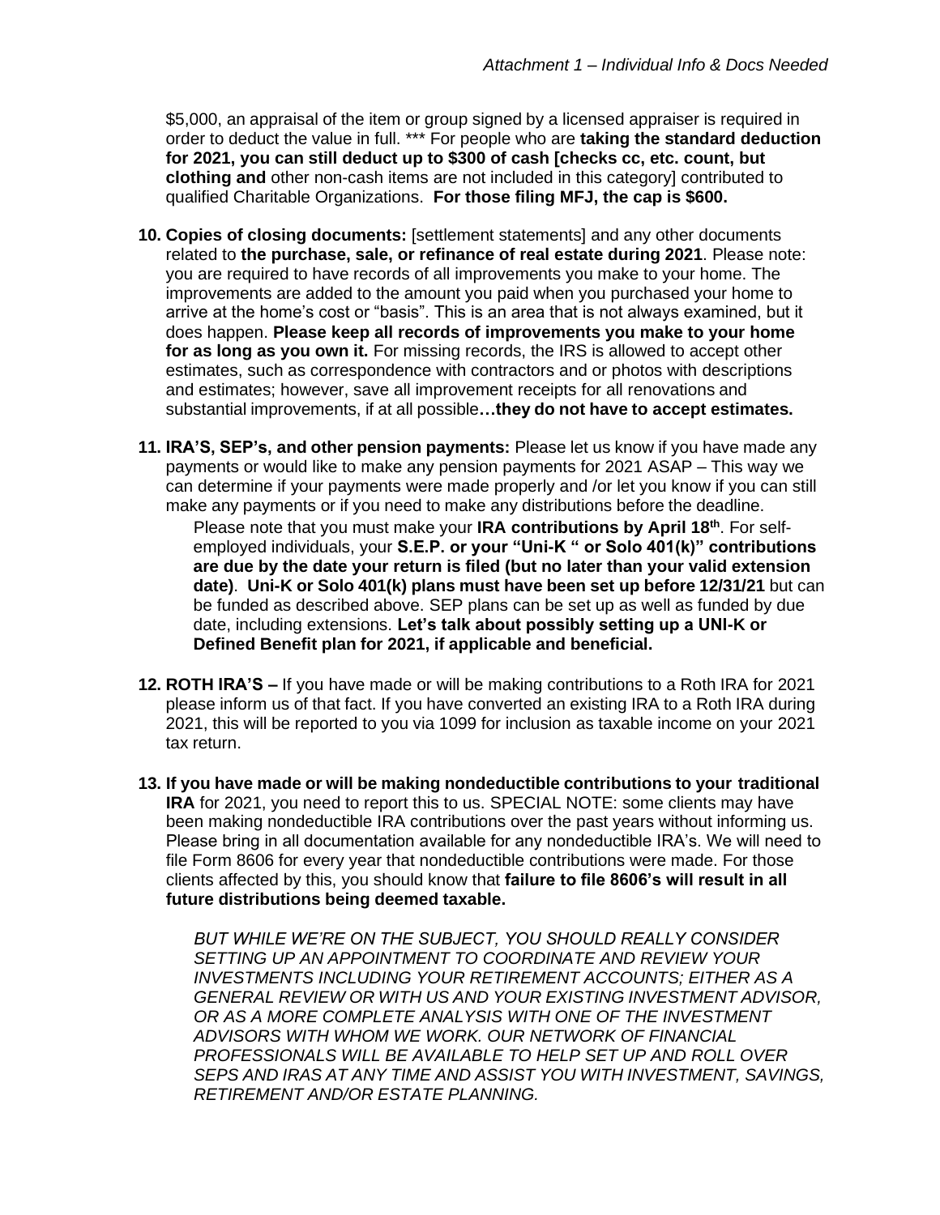$5,000, an appraisal of the item or group signed by a licensed appraiser is required in order to deduct the value in full. *** For people who are **taking the standard deduction for 2021, you can still deduct up to $300 of cash [checks cc, etc. count, but clothing and** other non-cash items are not included in this category] contributed to qualified Charitable Organizations. **For those filing MFJ, the cap is $600.**

10. **Copies of closing documents:** [settlement statements] and any other documents related to **the purchase, sale, or refinance of real estate during 2021**. Please note: you are required to have records of all improvements you make to your home. The improvements are added to the amount you paid when you purchased your home to arrive at the home's cost or "basis". This is an area that is not always examined, but it does happen. **Please keep all records of improvements you make to your home for as long as you own it.** For missing records, the IRS is allowed to accept other estimates, such as correspondence with contractors and or photos with descriptions and estimates; however, save all improvement receipts for all renovations and substantial improvements, if at all possible**…they do not have to accept estimates.**

11. **IRA'S, SEP's, and other pension payments:** Please let us know if you have made any payments or would like to make any pension payments for 2021 ASAP – This way we can determine if your payments were made properly and /or let you know if you can still make any payments or if you need to make any distributions before the deadline.

    Please note that you must make your **IRA contributions by April 18th**. For self-employed individuals, your **S.E.P. or your "Uni-K " or Solo 401(k)" contributions are due by the date your return is filed (but no later than your valid extension date)**. **Uni-K or Solo 401(k) plans must have been set up before 12/31/21** but can be funded as described above. SEP plans can be set up as well as funded by due date, including extensions. **Let's talk about possibly setting up a UNI-K or Defined Benefit plan for 2021, if applicable and beneficial.**

12. **ROTH IRA'S –** If you have made or will be making contributions to a Roth IRA for 2021 please inform us of that fact. If you have converted an existing IRA to a Roth IRA during 2021, this will be reported to you via 1099 for inclusion as taxable income on your 2021 tax return.

13. **If you have made or will be making nondeductible contributions to your traditional IRA** for 2021, you need to report this to us. SPECIAL NOTE: some clients may have been making nondeductible IRA contributions over the past years without informing us. Please bring in all documentation available for any nondeductible IRA's. We will need to file Form 8606 for every year that nondeductible contributions were made. For those clients affected by this, you should know that **failure to file 8606's will result in all future distributions being deemed taxable.**

    *BUT WHILE WE'RE ON THE SUBJECT, YOU SHOULD REALLY CONSIDER SETTING UP AN APPOINTMENT TO COORDINATE AND REVIEW YOUR INVESTMENTS INCLUDING YOUR RETIREMENT ACCOUNTS; EITHER AS A GENERAL REVIEW OR WITH US AND YOUR EXISTING INVESTMENT ADVISOR, OR AS A MORE COMPLETE ANALYSIS WITH ONE OF THE INVESTMENT ADVISORS WITH WHOM WE WORK. OUR NETWORK OF FINANCIAL PROFESSIONALS WILL BE AVAILABLE TO HELP SET UP AND ROLL OVER SEPS AND IRAS AT ANY TIME AND ASSIST YOU WITH INVESTMENT, SAVINGS, RETIREMENT AND/OR ESTATE PLANNING.*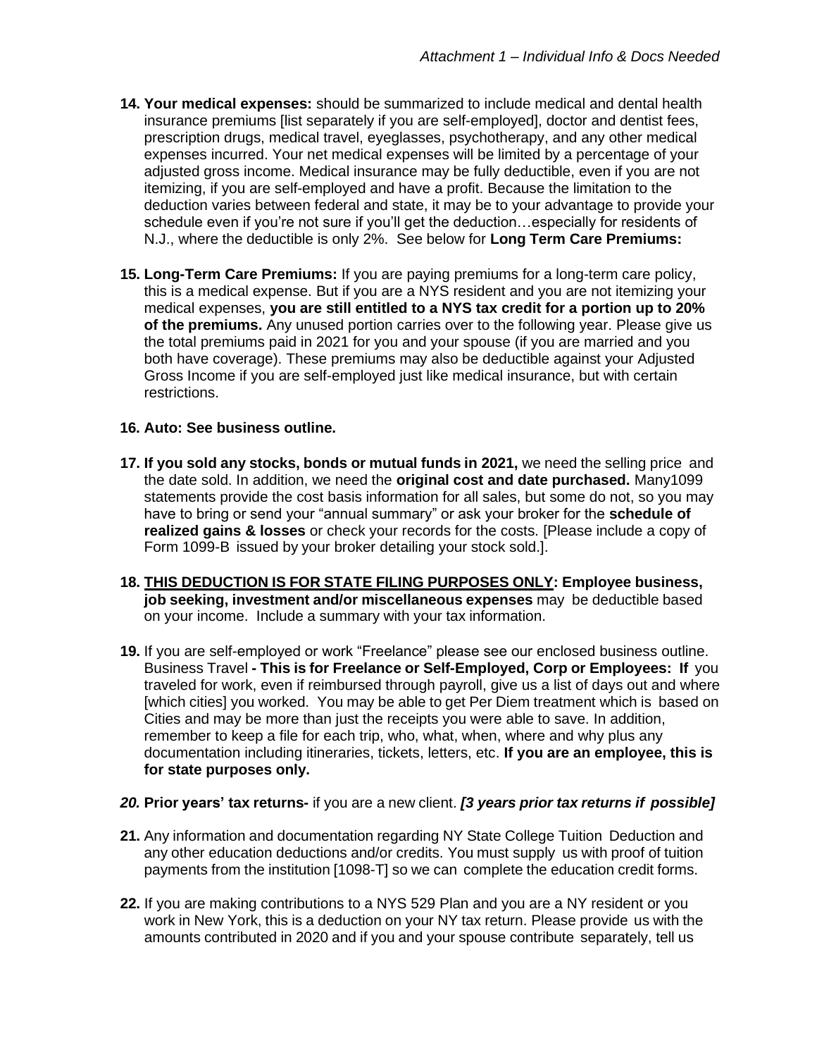14. **Your medical expenses:** should be summarized to include medical and dental health insurance premiums [list separately if you are self-employed], doctor and dentist fees, prescription drugs, medical travel, eyeglasses, psychotherapy, and any other medical expenses incurred. Your net medical expenses will be limited by a percentage of your adjusted gross income. Medical insurance may be fully deductible, even if you are not itemizing, if you are self-employed and have a profit. Because the limitation to the deduction varies between federal and state, it may be to your advantage to provide your schedule even if you're not sure if you'll get the deduction…especially for residents of N.J., where the deductible is only 2%. See below for **Long Term Care Premiums:**

15. **Long-Term Care Premiums:** If you are paying premiums for a long-term care policy, this is a medical expense. But if you are a NYS resident and you are not itemizing your medical expenses, **you are still entitled to a NYS tax credit for a portion up to 20% of the premiums.** Any unused portion carries over to the following year. Please give us the total premiums paid in 2021 for you and your spouse (if you are married and you both have coverage). These premiums may also be deductible against your Adjusted Gross Income if you are self-employed just like medical insurance, but with certain restrictions.

16. **Auto: See business outline.**

17. **If you sold any stocks, bonds or mutual funds in 2021,** we need the selling price and the date sold. In addition, we need the **original cost and date purchased.** Many1099 statements provide the cost basis information for all sales, but some do not, so you may have to bring or send your "annual summary" or ask your broker for the **schedule of realized gains & losses** or check your records for the costs. [Please include a copy of Form 1099-B issued by your broker detailing your stock sold.].

18. **<u>THIS DEDUCTION IS FOR STATE FILING PURPOSES ONLY</u>: Employee business, job seeking, investment and/or miscellaneous expenses** may be deductible based on your income. Include a summary with your tax information.

19. If you are self-employed or work "Freelance" please see our enclosed business outline. Business Travel **- This is for Freelance or Self-Employed, Corp or Employees: If** you traveled for work, even if reimbursed through payroll, give us a list of days out and where [which cities] you worked. You may be able to get Per Diem treatment which is based on Cities and may be more than just the receipts you were able to save. In addition, remember to keep a file for each trip, who, what, when, where and why plus any documentation including itineraries, tickets, letters, etc. **If you are an employee, this is for state purposes only.**

20. **Prior years' tax returns-** if you are a new client. ***[3 years prior tax returns if possible]***

21. Any information and documentation regarding NY State College Tuition Deduction and any other education deductions and/or credits. You must supply us with proof of tuition payments from the institution [1098-T] so we can complete the education credit forms.

22. If you are making contributions to a NYS 529 Plan and you are a NY resident or you work in New York, this is a deduction on your NY tax return. Please provide us with the amounts contributed in 2020 and if you and your spouse contribute separately, tell us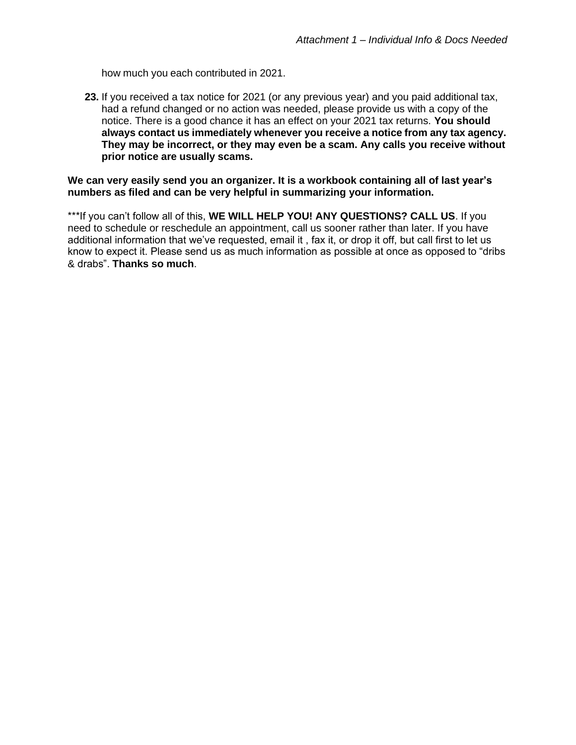how much you each contributed in 2021.

23. If you received a tax notice for 2021 (or any previous year) and you paid additional tax, had a refund changed or no action was needed, please provide us with a copy of the notice. There is a good chance it has an effect on your 2021 tax returns. **You should always contact us immediately whenever you receive a notice from any tax agency. They may be incorrect, or they may even be a scam. Any calls you receive without prior notice are usually scams.**

**We can very easily send you an organizer. It is a workbook containing all of last year's numbers as filed and can be very helpful in summarizing your information.**

***If you can't follow all of this, **WE WILL HELP YOU! ANY QUESTIONS? CALL US**. If you need to schedule or reschedule an appointment, call us sooner rather than later. If you have additional information that we've requested, email it , fax it, or drop it off, but call first to let us know to expect it. Please send us as much information as possible at once as opposed to "dribs & drabs". **Thanks so much**.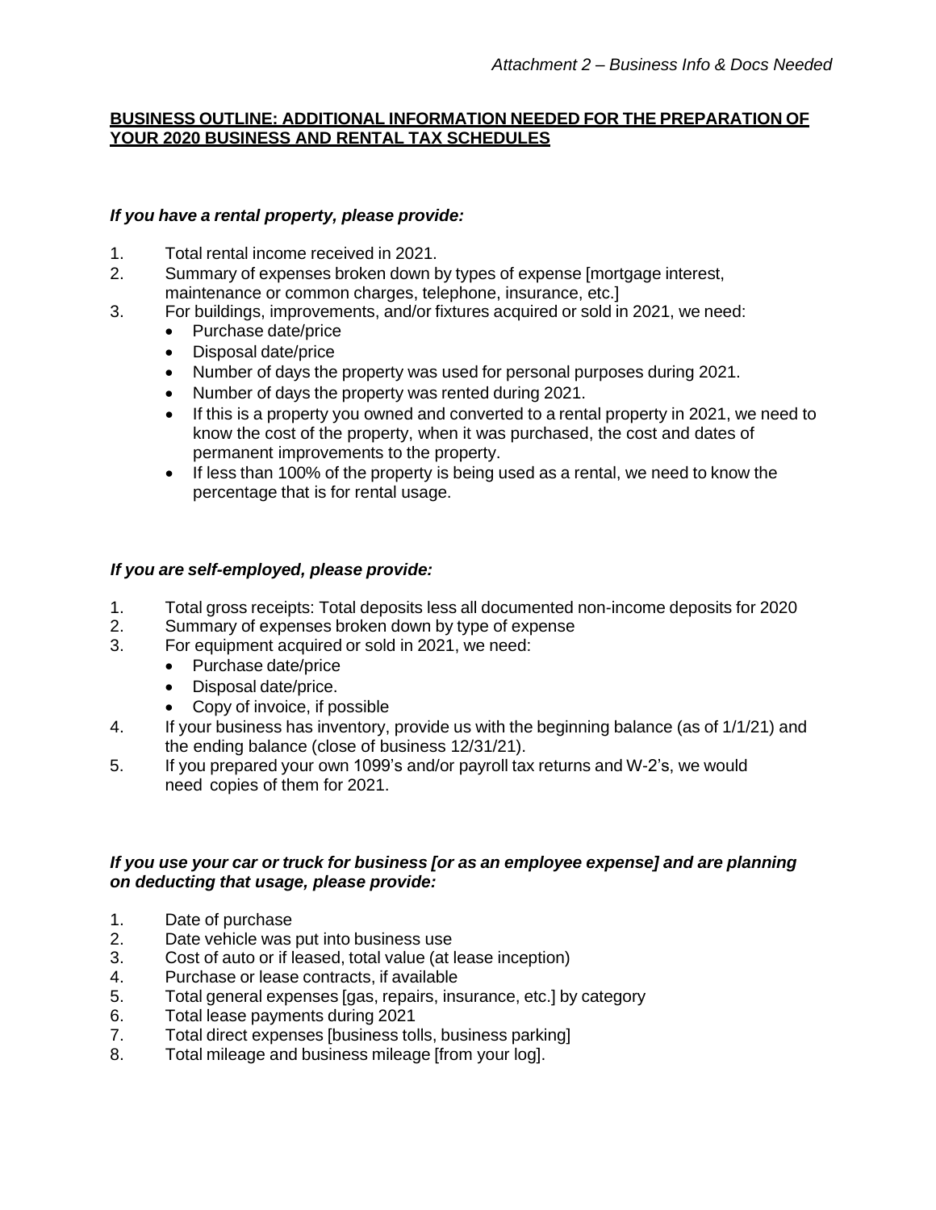*Attachment 2 – Business Info & Docs Needed*

**BUSINESS OUTLINE: ADDITIONAL INFORMATION NEEDED FOR THE PREPARATION OF YOUR 2020 BUSINESS AND RENTAL TAX SCHEDULES**

***If you have a rental property, please provide:***

1. Total rental income received in 2021.
2. Summary of expenses broken down by types of expense [mortgage interest, maintenance or common charges, telephone, insurance, etc.]
3. For buildings, improvements, and/or fixtures acquired or sold in 2021, we need:
   - Purchase date/price
   - Disposal date/price
   - Number of days the property was used for personal purposes during 2021.
   - Number of days the property was rented during 2021.
   - If this is a property you owned and converted to a rental property in 2021, we need to know the cost of the property, when it was purchased, the cost and dates of permanent improvements to the property.
   - If less than 100% of the property is being used as a rental, we need to know the percentage that is for rental usage.

***If you are self-employed, please provide:***

1. Total gross receipts: Total deposits less all documented non-income deposits for 2020
2. Summary of expenses broken down by type of expense
3. For equipment acquired or sold in 2021, we need:
   - Purchase date/price
   - Disposal date/price.
   - Copy of invoice, if possible
4. If your business has inventory, provide us with the beginning balance (as of 1/1/21) and the ending balance (close of business 12/31/21).
5. If you prepared your own 1099's and/or payroll tax returns and W-2's, we would need copies of them for 2021.

***If you use your car or truck for business [or as an employee expense] and are planning on deducting that usage, please provide:***

1. Date of purchase
2. Date vehicle was put into business use
3. Cost of auto or if leased, total value (at lease inception)
4. Purchase or lease contracts, if available
5. Total general expenses [gas, repairs, insurance, etc.] by category
6. Total lease payments during 2021
7. Total direct expenses [business tolls, business parking]
8. Total mileage and business mileage [from your log].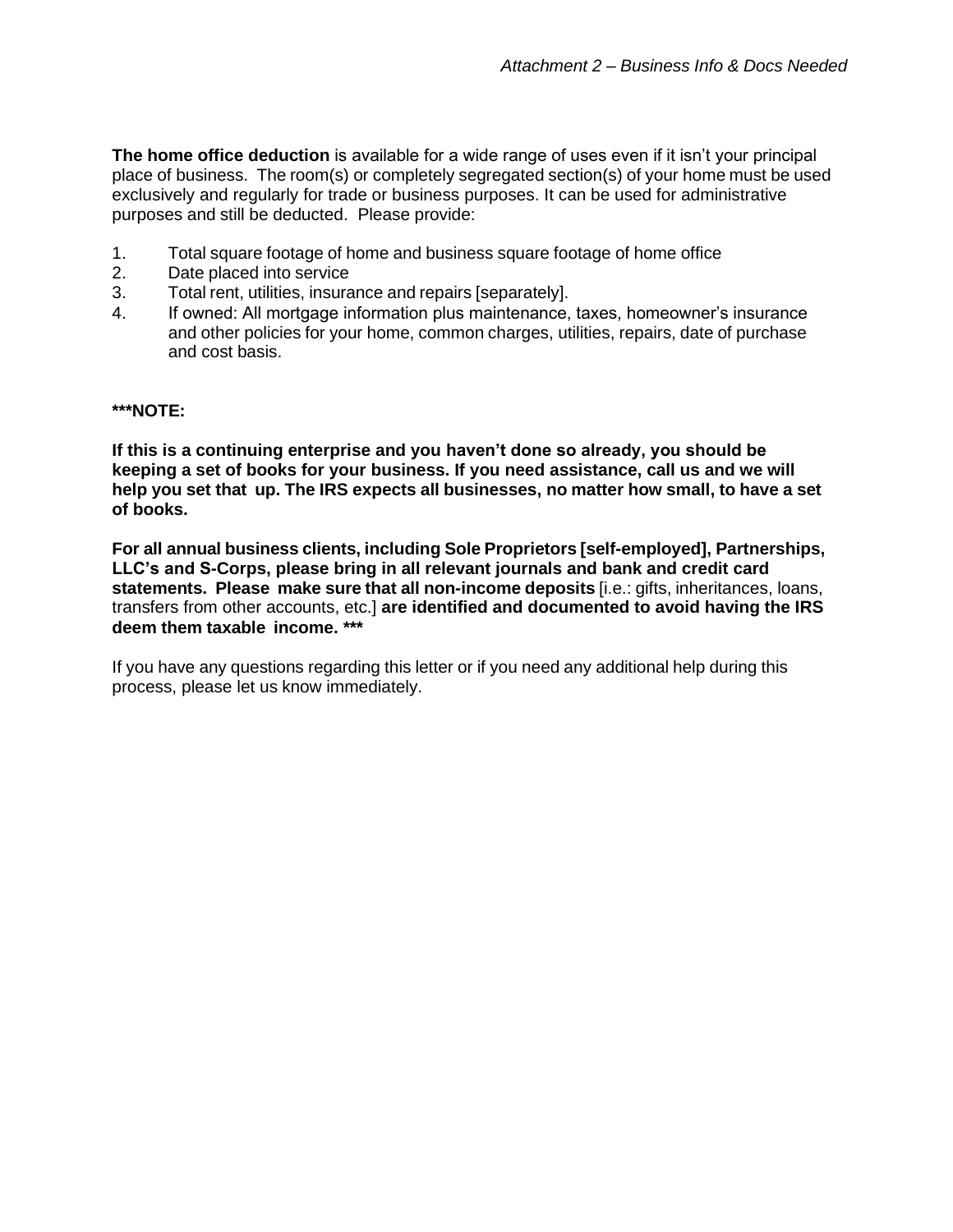*Attachment 2 – Business Info & Docs Needed*

**The home office deduction** is available for a wide range of uses even if it isn't your principal place of business. The room(s) or completely segregated section(s) of your home must be used exclusively and regularly for trade or business purposes. It can be used for administrative purposes and still be deducted. Please provide:

1. Total square footage of home and business square footage of home office
2. Date placed into service
3. Total rent, utilities, insurance and repairs [separately].
4. If owned: All mortgage information plus maintenance, taxes, homeowner's insurance and other policies for your home, common charges, utilities, repairs, date of purchase and cost basis.

**\*\*\*NOTE:**

**If this is a continuing enterprise and you haven't done so already, you should be keeping a set of books for your business. If you need assistance, call us and we will help you set that up. The IRS expects all businesses, no matter how small, to have a set of books.**

**For all annual business clients, including Sole Proprietors [self-employed], Partnerships, LLC's and S-Corps, please bring in all relevant journals and bank and credit card statements. Please make sure that all non-income deposits** [i.e.: gifts, inheritances, loans, transfers from other accounts, etc.] **are identified and documented to avoid having the IRS deem them taxable income. \*\*\***

If you have any questions regarding this letter or if you need any additional help during this process, please let us know immediately.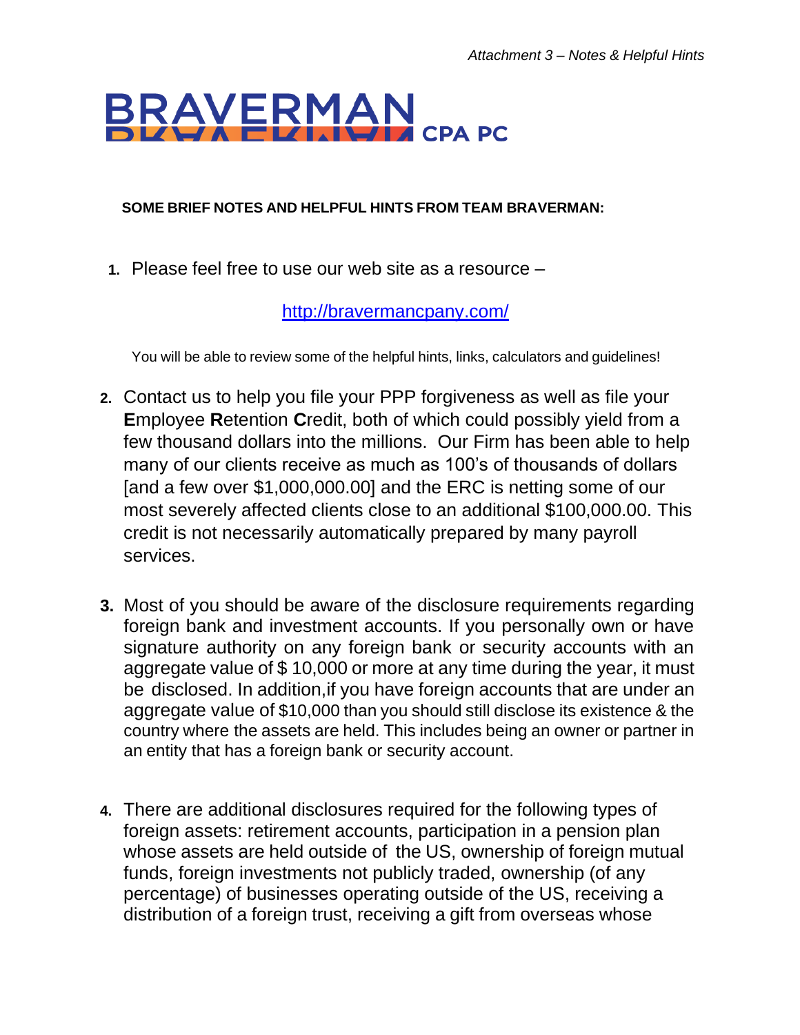*Attachment 3 – Notes & Helpful Hints*

**BRAVERMAN CPA PC**

**SOME BRIEF NOTES AND HELPFUL HINTS FROM TEAM BRAVERMAN:**

1. Please feel free to use our web site as a resource –

   [http://bravermancpany.com/](http://bravermancpany.com/)

   You will be able to review some of the helpful hints, links, calculators and guidelines!

2. Contact us to help you file your PPP forgiveness as well as file your **E**mployee **R**etention **C**redit, both of which could possibly yield from a few thousand dollars into the millions. Our Firm has been able to help many of our clients receive as much as 100's of thousands of dollars [and a few over $1,000,000.00] and the ERC is netting some of our most severely affected clients close to an additional $100,000.00. This credit is not necessarily automatically prepared by many payroll services.

3. Most of you should be aware of the disclosure requirements regarding foreign bank and investment accounts. If you personally own or have signature authority on any foreign bank or security accounts with an aggregate value of $ 10,000 or more at any time during the year, it must be disclosed. In addition,if you have foreign accounts that are under an aggregate value of $10,000 than you should still disclose its existence & the country where the assets are held. This includes being an owner or partner in an entity that has a foreign bank or security account.

4. There are additional disclosures required for the following types of foreign assets: retirement accounts, participation in a pension plan whose assets are held outside of the US, ownership of foreign mutual funds, foreign investments not publicly traded, ownership (of any percentage) of businesses operating outside of the US, receiving a distribution of a foreign trust, receiving a gift from overseas whose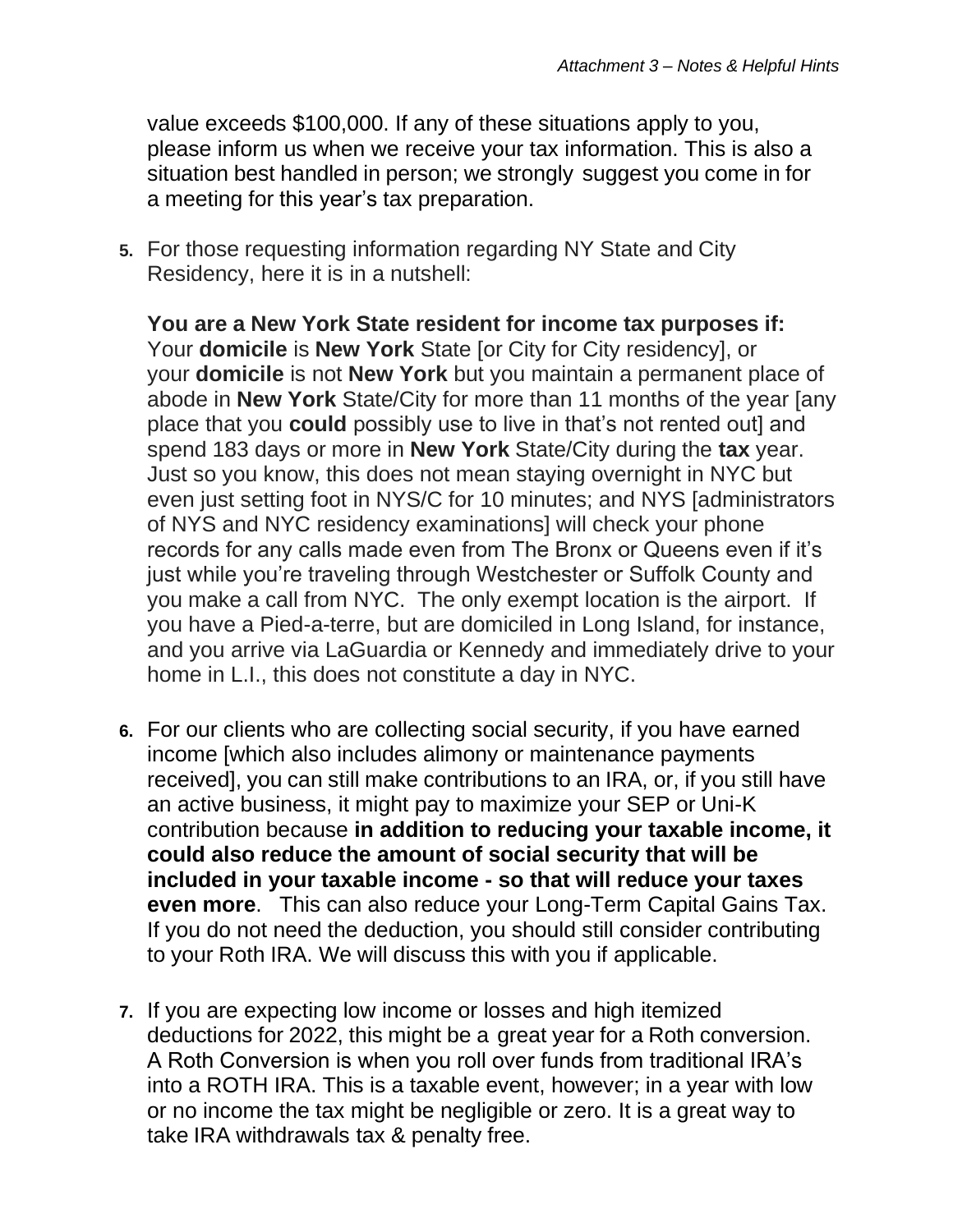value exceeds $100,000. If any of these situations apply to you, please inform us when we receive your tax information. This is also a situation best handled in person; we strongly suggest you come in for a meeting for this year's tax preparation.

5. For those requesting information regarding NY State and City Residency, here it is in a nutshell:

   **You are a New York State resident for income tax purposes if:** Your **domicile** is **New York** State [or City for City residency], or your **domicile** is not **New York** but you maintain a permanent place of abode in **New York** State/City for more than 11 months of the year [any place that you **could** possibly use to live in that's not rented out] and spend 183 days or more in **New York** State/City during the **tax** year. Just so you know, this does not mean staying overnight in NYC but even just setting foot in NYS/C for 10 minutes; and NYS [administrators of NYS and NYC residency examinations] will check your phone records for any calls made even from The Bronx or Queens even if it's just while you're traveling through Westchester or Suffolk County and you make a call from NYC. The only exempt location is the airport. If you have a Pied-a-terre, but are domiciled in Long Island, for instance, and you arrive via LaGuardia or Kennedy and immediately drive to your home in L.I., this does not constitute a day in NYC.

6. For our clients who are collecting social security, if you have earned income [which also includes alimony or maintenance payments received], you can still make contributions to an IRA, or, if you still have an active business, it might pay to maximize your SEP or Uni-K contribution because **in addition to reducing your taxable income, it could also reduce the amount of social security that will be included in your taxable income - so that will reduce your taxes even more**. This can also reduce your Long-Term Capital Gains Tax. If you do not need the deduction, you should still consider contributing to your Roth IRA. We will discuss this with you if applicable.

7. If you are expecting low income or losses and high itemized deductions for 2022, this might be a great year for a Roth conversion. A Roth Conversion is when you roll over funds from traditional IRA's into a ROTH IRA. This is a taxable event, however; in a year with low or no income the tax might be negligible or zero. It is a great way to take IRA withdrawals tax & penalty free.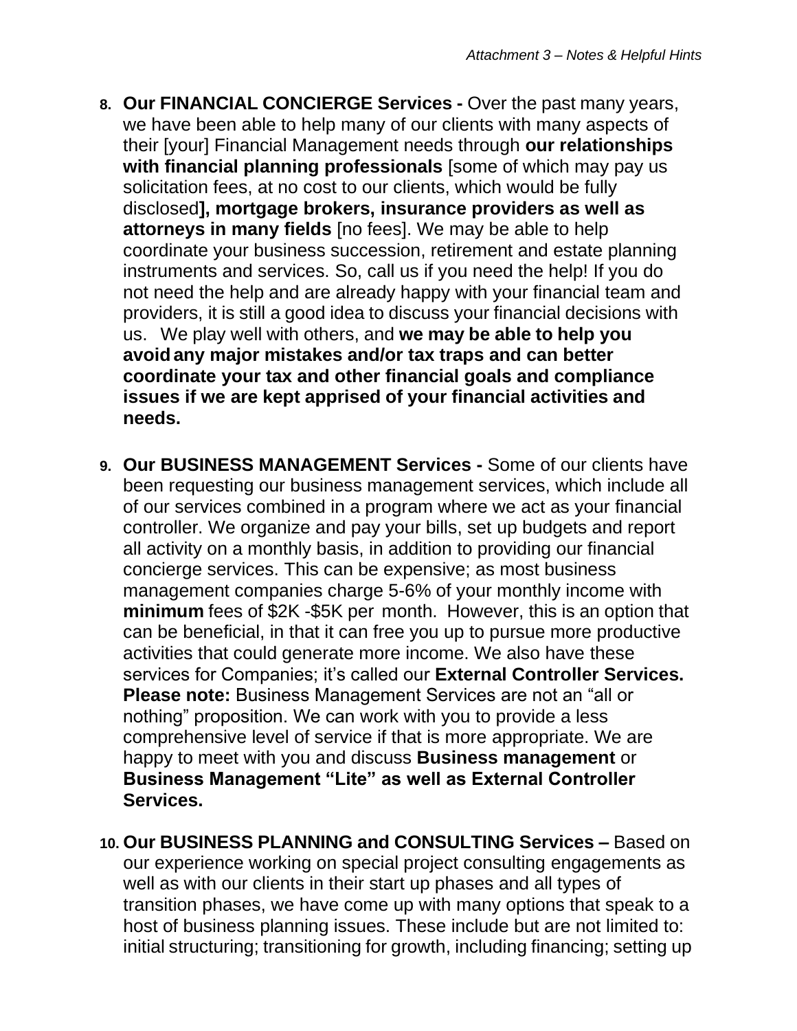8. **Our FINANCIAL CONCIERGE Services -** Over the past many years, we have been able to help many of our clients with many aspects of their [your] Financial Management needs through **our relationships with financial planning professionals** [some of which may pay us solicitation fees, at no cost to our clients, which would be fully disclosed**], mortgage brokers, insurance providers as well as attorneys in many fields** [no fees]. We may be able to help coordinate your business succession, retirement and estate planning instruments and services. So, call us if you need the help! If you do not need the help and are already happy with your financial team and providers, it is still a good idea to discuss your financial decisions with us. We play well with others, and **we may be able to help you avoid any major mistakes and/or tax traps and can better coordinate your tax and other financial goals and compliance issues if we are kept apprised of your financial activities and needs.**

9. **Our BUSINESS MANAGEMENT Services -** Some of our clients have been requesting our business management services, which include all of our services combined in a program where we act as your financial controller. We organize and pay your bills, set up budgets and report all activity on a monthly basis, in addition to providing our financial concierge services. This can be expensive; as most business management companies charge 5-6% of your monthly income with **minimum** fees of $2K -$5K per month. However, this is an option that can be beneficial, in that it can free you up to pursue more productive activities that could generate more income. We also have these services for Companies; it's called our **External Controller Services. Please note:** Business Management Services are not an "all or nothing" proposition. We can work with you to provide a less comprehensive level of service if that is more appropriate. We are happy to meet with you and discuss **Business management** or **Business Management "Lite" as well as External Controller Services.**

10. **Our BUSINESS PLANNING and CONSULTING Services –** Based on our experience working on special project consulting engagements as well as with our clients in their start up phases and all types of transition phases, we have come up with many options that speak to a host of business planning issues. These include but are not limited to: initial structuring; transitioning for growth, including financing; setting up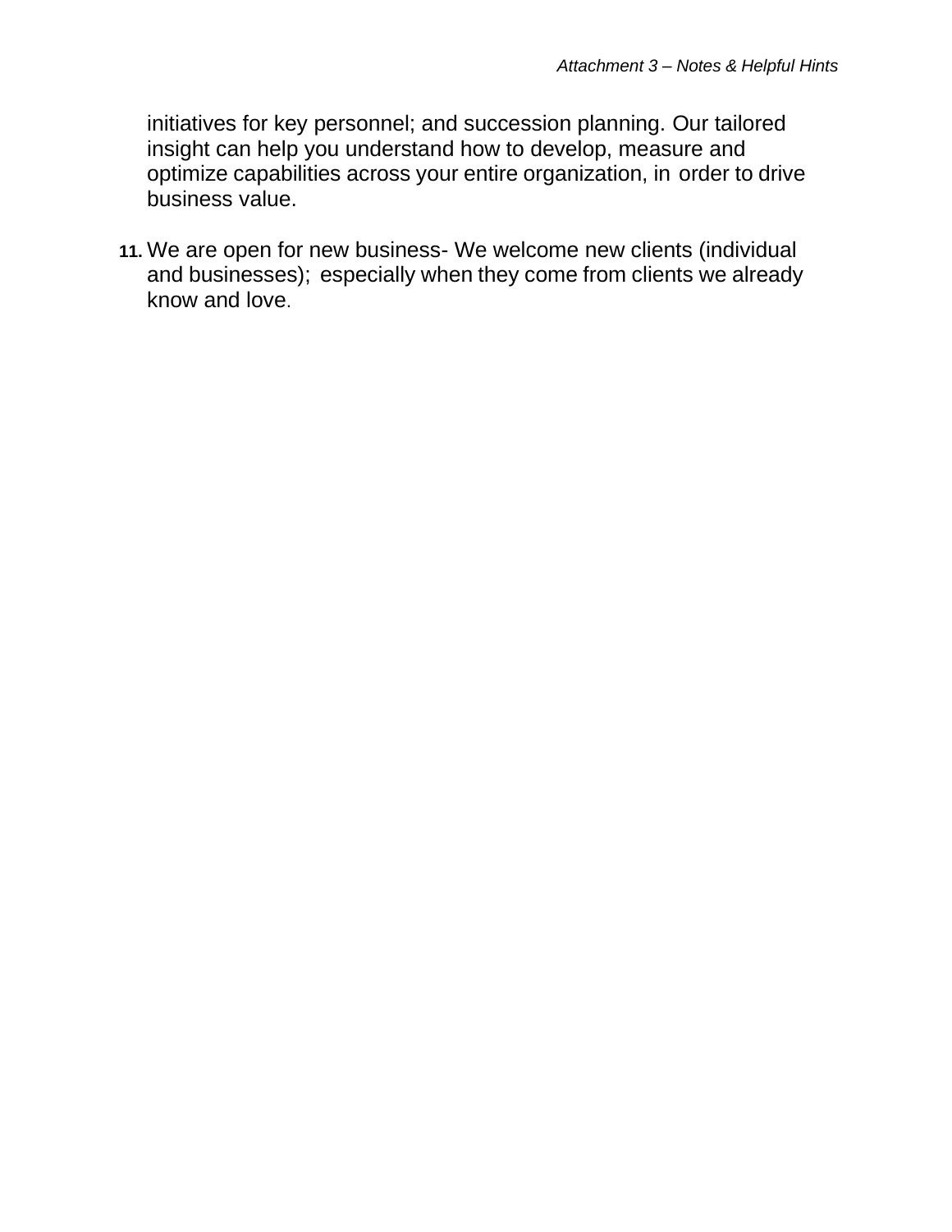initiatives for key personnel; and succession planning. Our tailored insight can help you understand how to develop, measure and optimize capabilities across your entire organization, in order to drive business value.

11. We are open for new business- We welcome new clients (individual and businesses); especially when they come from clients we already know and love.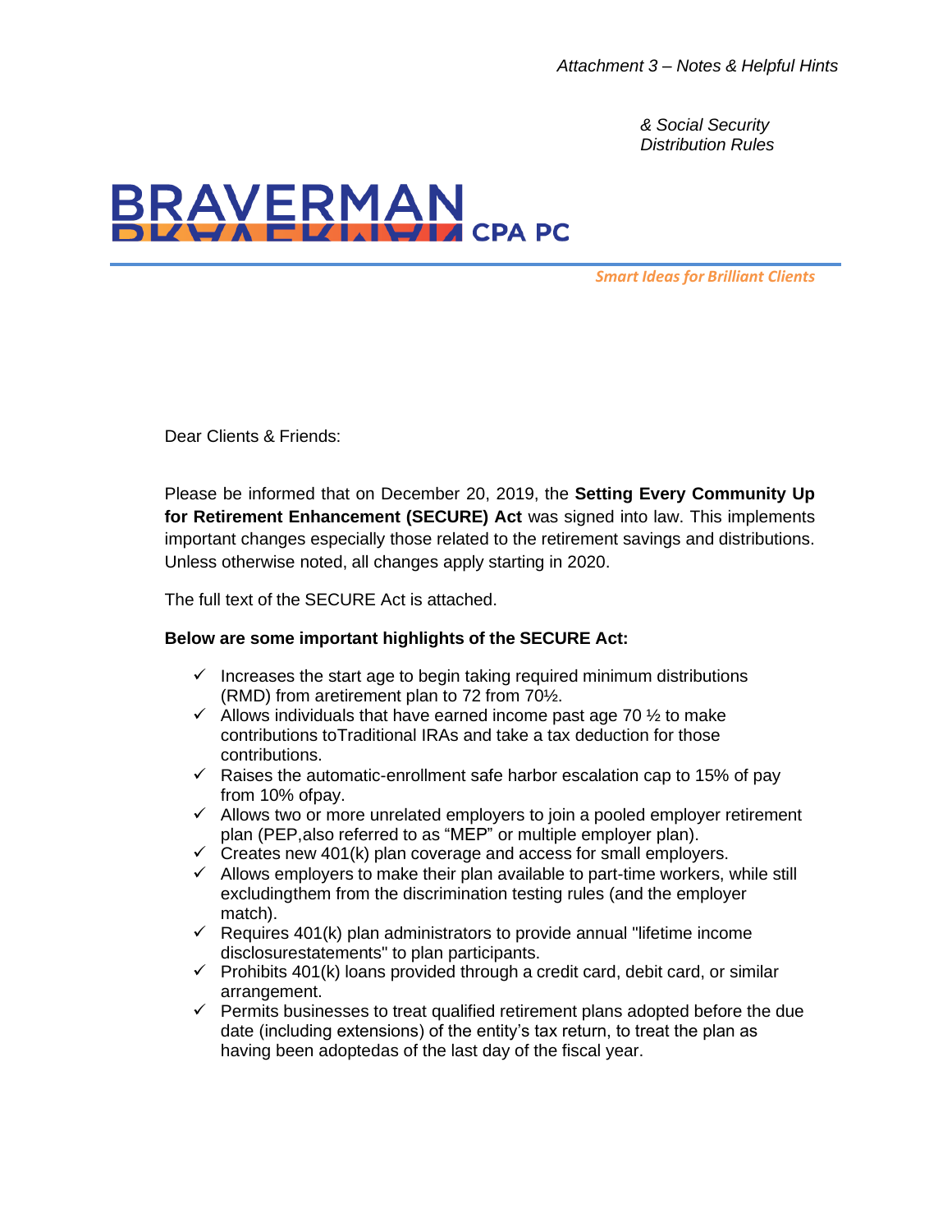*Attachment 3 – Notes & Helpful Hints*

*& Social Security Distribution Rules*

**BRAVERMAN CPA PC**

*Smart Ideas for Brilliant Clients*

Dear Clients & Friends:

Please be informed that on December 20, 2019, the **Setting Every Community Up for Retirement Enhancement (SECURE) Act** was signed into law. This implements important changes especially those related to the retirement savings and distributions. Unless otherwise noted, all changes apply starting in 2020.

The full text of the SECURE Act is attached.

**Below are some important highlights of the SECURE Act:**

- ✓ Increases the start age to begin taking required minimum distributions (RMD) from aretirement plan to 72 from 70½.
- ✓ Allows individuals that have earned income past age 70 ½ to make contributions toTraditional IRAs and take a tax deduction for those contributions.
- ✓ Raises the automatic-enrollment safe harbor escalation cap to 15% of pay from 10% ofpay.
- ✓ Allows two or more unrelated employers to join a pooled employer retirement plan (PEP,also referred to as "MEP" or multiple employer plan).
- ✓ Creates new 401(k) plan coverage and access for small employers.
- ✓ Allows employers to make their plan available to part-time workers, while still excludingthem from the discrimination testing rules (and the employer match).
- ✓ Requires 401(k) plan administrators to provide annual "lifetime income disclosurestatements" to plan participants.
- ✓ Prohibits 401(k) loans provided through a credit card, debit card, or similar arrangement.
- ✓ Permits businesses to treat qualified retirement plans adopted before the due date (including extensions) of the entity's tax return, to treat the plan as having been adoptedas of the last day of the fiscal year.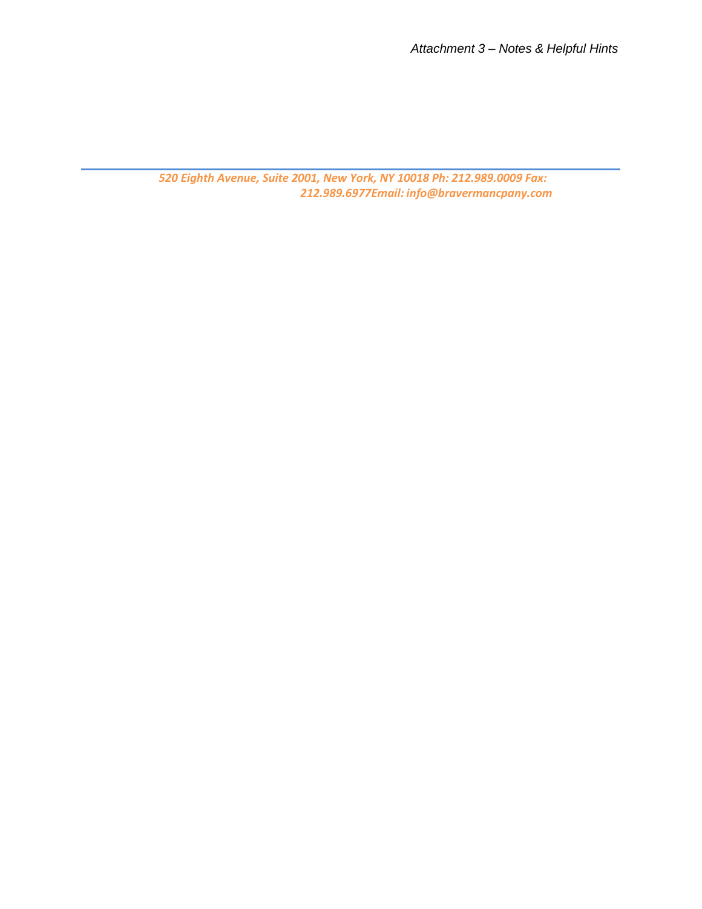*Attachment 3 – Notes & Helpful Hints*

---

***520 Eighth Avenue, Suite 2001, New York, NY 10018 Ph: 212.989.0009 Fax: 212.989.6977Email: info@bravermancpany.com***